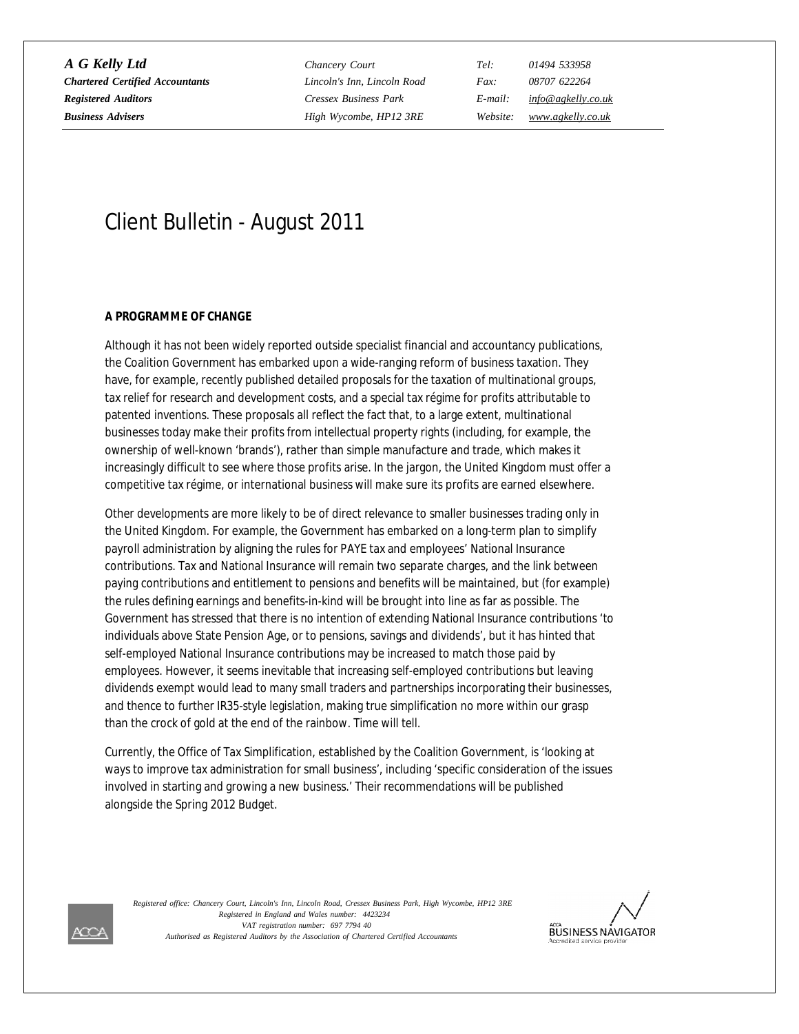*A G Kelly Ltd*
*Chartered Certified Accountants*
*Registered Auditors*
*Business Advisers*

*Chancery Court*
*Lincoln's Inn, Lincoln Road*
*Cressex Business Park*
*High Wycombe, HP12 3RE*

*Tel:* 01494 533958
*Fax:* 08707 622264
*E-mail:* info@agkelly.co.uk
*Website:* www.agkelly.co.uk

# Client Bulletin - August 2011

**A PROGRAMME OF CHANGE**

Although it has not been widely reported outside specialist financial and accountancy publications, the Coalition Government has embarked upon a wide-ranging reform of business taxation. They have, for example, recently published detailed proposals for the taxation of multinational groups, tax relief for research and development costs, and a special tax régime for profits attributable to patented inventions. These proposals all reflect the fact that, to a large extent, multinational businesses today make their profits from intellectual property rights (including, for example, the ownership of well-known 'brands'), rather than simple manufacture and trade, which makes it increasingly difficult to see where those profits arise. In the jargon, the United Kingdom must offer a competitive tax régime, or international business will make sure its profits are earned elsewhere.

Other developments are more likely to be of direct relevance to smaller businesses trading only in the United Kingdom. For example, the Government has embarked on a long-term plan to simplify payroll administration by aligning the rules for PAYE tax and employees' National Insurance contributions. Tax and National Insurance will remain two separate charges, and the link between paying contributions and entitlement to pensions and benefits will be maintained, but (for example) the rules defining earnings and benefits-in-kind will be brought into line as far as possible. The Government has stressed that there is no intention of extending National Insurance contributions 'to individuals above State Pension Age, or to pensions, savings and dividends', but it has hinted that self-employed National Insurance contributions may be increased to match those paid by employees. However, it seems inevitable that increasing self-employed contributions but leaving dividends exempt would lead to many small traders and partnerships incorporating their businesses, and thence to further IR35-style legislation, making true simplification no more within our grasp than the crock of gold at the end of the rainbow. Time will tell.

Currently, the Office of Tax Simplification, established by the Coalition Government, is 'looking at ways to improve tax administration for small business', including 'specific consideration of the issues involved in starting and growing a new business.' Their recommendations will be published alongside the Spring 2012 Budget.

*Registered office: Chancery Court, Lincoln's Inn, Lincoln Road, Cressex Business Park, High Wycombe, HP12 3RE*
*Registered in England and Wales number: 4423234*
*VAT registration number: 697 7794 40*
*Authorised as Registered Auditors by the Association of Chartered Certified Accountants*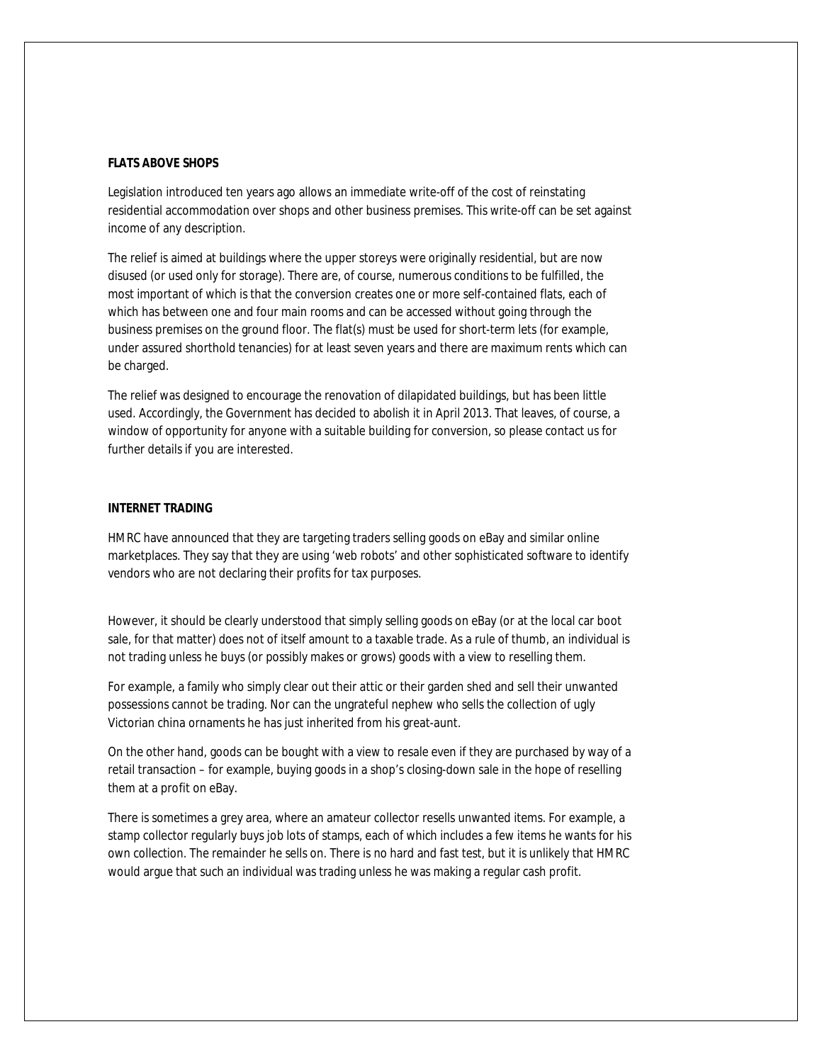## FLATS ABOVE SHOPS

Legislation introduced ten years ago allows an immediate write-off of the cost of reinstating residential accommodation over shops and other business premises. This write-off can be set against income of any description.

The relief is aimed at buildings where the upper storeys were originally residential, but are now disused (or used only for storage). There are, of course, numerous conditions to be fulfilled, the most important of which is that the conversion creates one or more self-contained flats, each of which has between one and four main rooms and can be accessed without going through the business premises on the ground floor. The flat(s) must be used for short-term lets (for example, under assured shorthold tenancies) for at least seven years and there are maximum rents which can be charged.

The relief was designed to encourage the renovation of dilapidated buildings, but has been little used. Accordingly, the Government has decided to abolish it in April 2013. That leaves, of course, a window of opportunity for anyone with a suitable building for conversion, so please contact us for further details if you are interested.

## INTERNET TRADING

HMRC have announced that they are targeting traders selling goods on eBay and similar online marketplaces. They say that they are using 'web robots' and other sophisticated software to identify vendors who are not declaring their profits for tax purposes.

However, it should be clearly understood that simply selling goods on eBay (or at the local car boot sale, for that matter) does not of itself amount to a taxable trade. As a rule of thumb, an individual is not trading unless he buys (or possibly makes or grows) goods with a view to reselling them.

For example, a family who simply clear out their attic or their garden shed and sell their unwanted possessions cannot be trading. Nor can the ungrateful nephew who sells the collection of ugly Victorian china ornaments he has just inherited from his great-aunt.

On the other hand, goods can be bought with a view to resale even if they are purchased by way of a retail transaction – for example, buying goods in a shop's closing-down sale in the hope of reselling them at a profit on eBay.

There is sometimes a grey area, where an amateur collector resells unwanted items. For example, a stamp collector regularly buys job lots of stamps, each of which includes a few items he wants for his own collection. The remainder he sells on. There is no hard and fast test, but it is unlikely that HMRC would argue that such an individual was trading unless he was making a regular cash profit.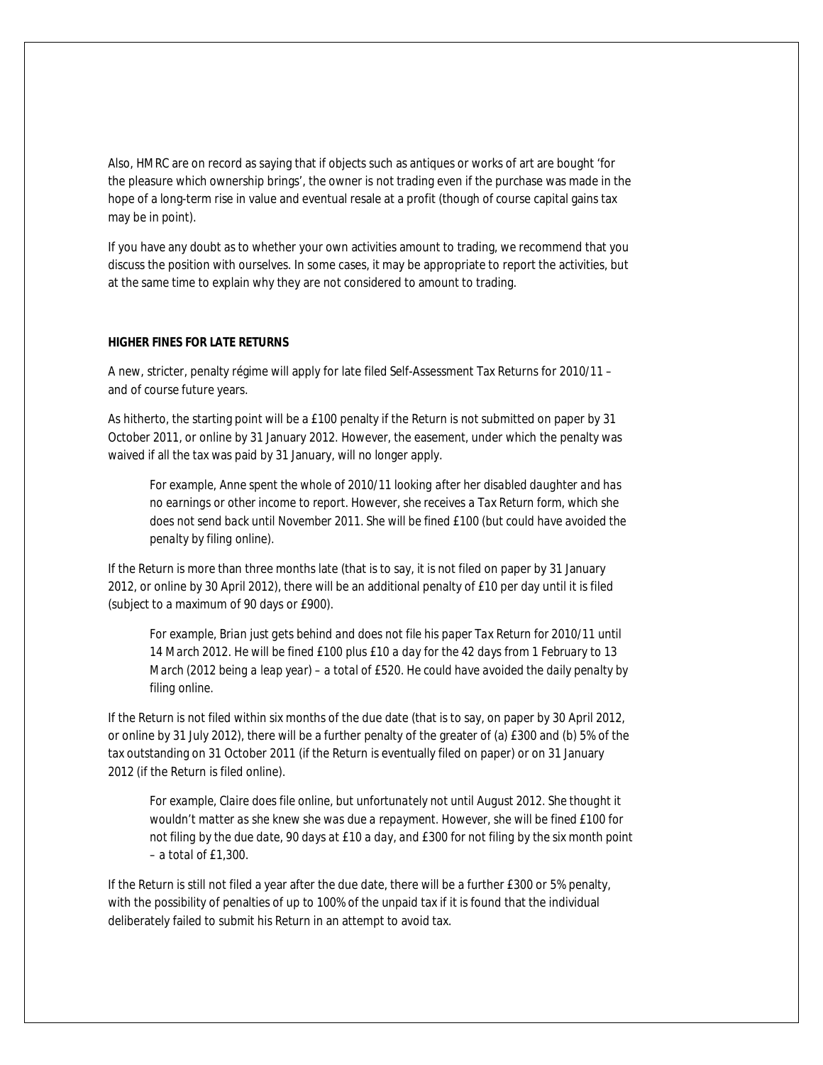Also, HMRC are on record as saying that if objects such as antiques or works of art are bought 'for the pleasure which ownership brings', the owner is not trading even if the purchase was made in the hope of a long-term rise in value and eventual resale at a profit (though of course capital gains tax may be in point).

If you have any doubt as to whether your own activities amount to trading, we recommend that you discuss the position with ourselves. In some cases, it may be appropriate to report the activities, but at the same time to explain why they are not considered to amount to trading.

**HIGHER FINES FOR LATE RETURNS**

A new, stricter, penalty régime will apply for late filed Self-Assessment Tax Returns for 2010/11 – and of course future years.

As hitherto, the starting point will be a £100 penalty if the Return is not submitted on paper by 31 October 2011, or online by 31 January 2012. However, the easement, under which the penalty was waived if all the tax was paid by 31 January, will no longer apply.

> *For example, Anne spent the whole of 2010/11 looking after her disabled daughter and has no earnings or other income to report. However, she receives a Tax Return form, which she does not send back until November 2011. She will be fined £100 (but could have avoided the penalty by filing online).*

If the Return is more than three months late (that is to say, it is not filed on paper by 31 January 2012, or online by 30 April 2012), there will be an additional penalty of £10 per day until it is filed (subject to a maximum of 90 days or £900).

> *For example, Brian just gets behind and does not file his paper Tax Return for 2010/11 until 14 March 2012. He will be fined £100 plus £10 a day for the 42 days from 1 February to 13 March (2012 being a leap year) – a total of £520. He could have avoided the daily penalty by filing online.*

If the Return is not filed within six months of the due date (that is to say, on paper by 30 April 2012, or online by 31 July 2012), there will be a further penalty of the greater of (a) £300 and (b) 5% of the tax outstanding on 31 October 2011 (if the Return is eventually filed on paper) or on 31 January 2012 (if the Return is filed online).

> *For example, Claire does file online, but unfortunately not until August 2012. She thought it wouldn't matter as she knew she was due a repayment. However, she will be fined £100 for not filing by the due date, 90 days at £10 a day, and £300 for not filing by the six month point – a total of £1,300.*

If the Return is still not filed a year after the due date, there will be a further £300 or 5% penalty, with the possibility of penalties of up to 100% of the unpaid tax if it is found that the individual deliberately failed to submit his Return in an attempt to avoid tax.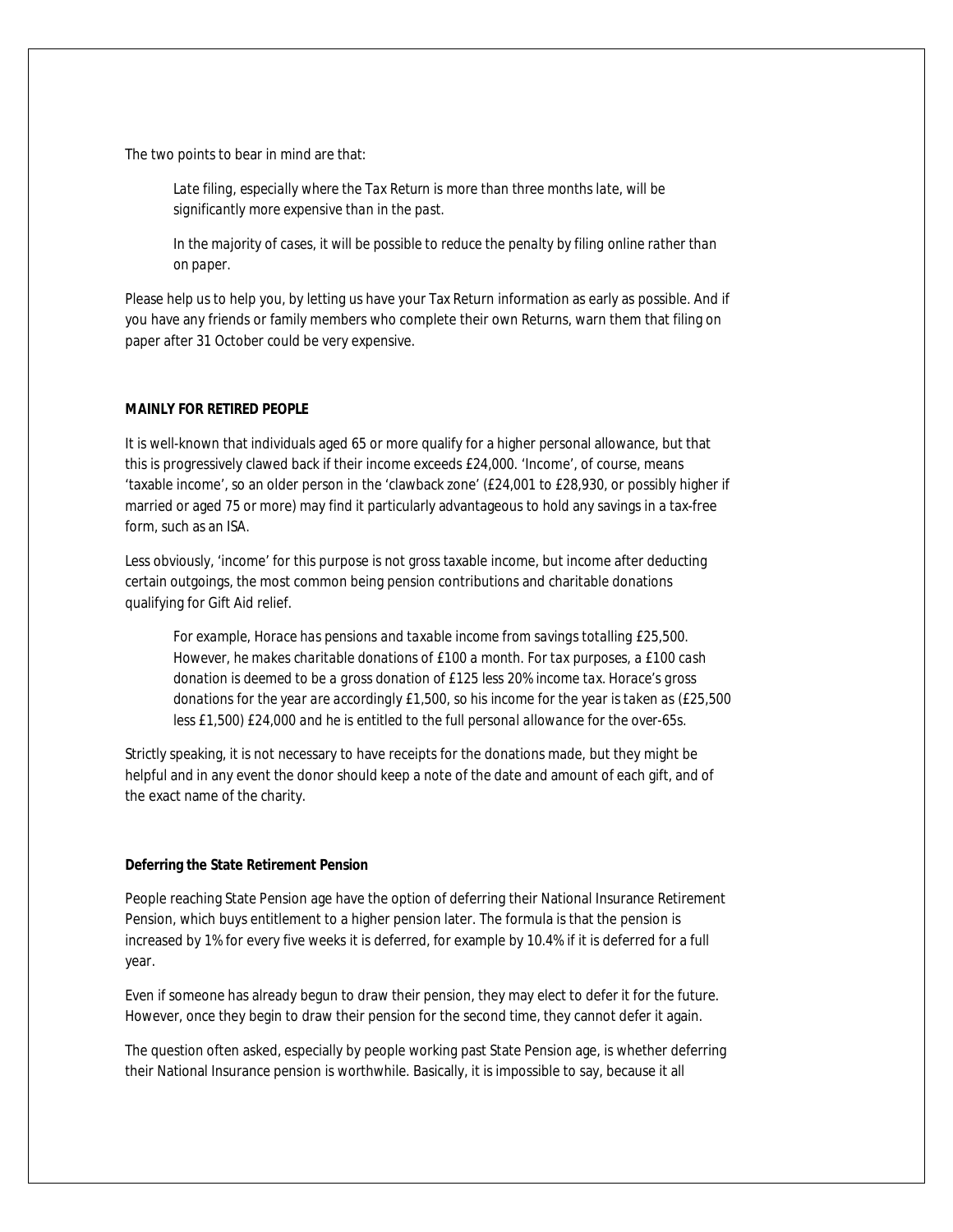The two points to bear in mind are that:

> *Late filing, especially where the Tax Return is more than three months late, will be significantly more expensive than in the past.*
>
> *In the majority of cases, it will be possible to reduce the penalty by filing online rather than on paper.*

Please help us to help you, by letting us have your Tax Return information as early as possible. And if you have any friends or family members who complete their own Returns, warn them that filing on paper after 31 October could be very expensive.

**MAINLY FOR RETIRED PEOPLE**

It is well-known that individuals aged 65 or more qualify for a higher personal allowance, but that this is progressively clawed back if their income exceeds £24,000. 'Income', of course, means 'taxable income', so an older person in the 'clawback zone' (£24,001 to £28,930, or possibly higher if married or aged 75 or more) may find it particularly advantageous to hold any savings in a tax-free form, such as an ISA.

Less obviously, 'income' for this purpose is not gross taxable income, but income after deducting certain outgoings, the most common being pension contributions and charitable donations qualifying for Gift Aid relief.

> *For example, Horace has pensions and taxable income from savings totalling £25,500. However, he makes charitable donations of £100 a month. For tax purposes, a £100 cash donation is deemed to be a gross donation of £125 less 20% income tax. Horace's gross donations for the year are accordingly £1,500, so his income for the year is taken as (£25,500 less £1,500) £24,000 and he is entitled to the full personal allowance for the over-65s.*

Strictly speaking, it is not necessary to have receipts for the donations made, but they might be helpful and in any event the donor should keep a note of the date and amount of each gift, and of the exact name of the charity.

**Deferring the State Retirement Pension**

People reaching State Pension age have the option of deferring their National Insurance Retirement Pension, which buys entitlement to a higher pension later. The formula is that the pension is increased by 1% for every five weeks it is deferred, for example by 10.4% if it is deferred for a full year.

Even if someone has already begun to draw their pension, they may elect to defer it for the future. However, once they begin to draw their pension for the second time, they cannot defer it again.

The question often asked, especially by people working past State Pension age, is whether deferring their National Insurance pension is worthwhile. Basically, it is impossible to say, because it all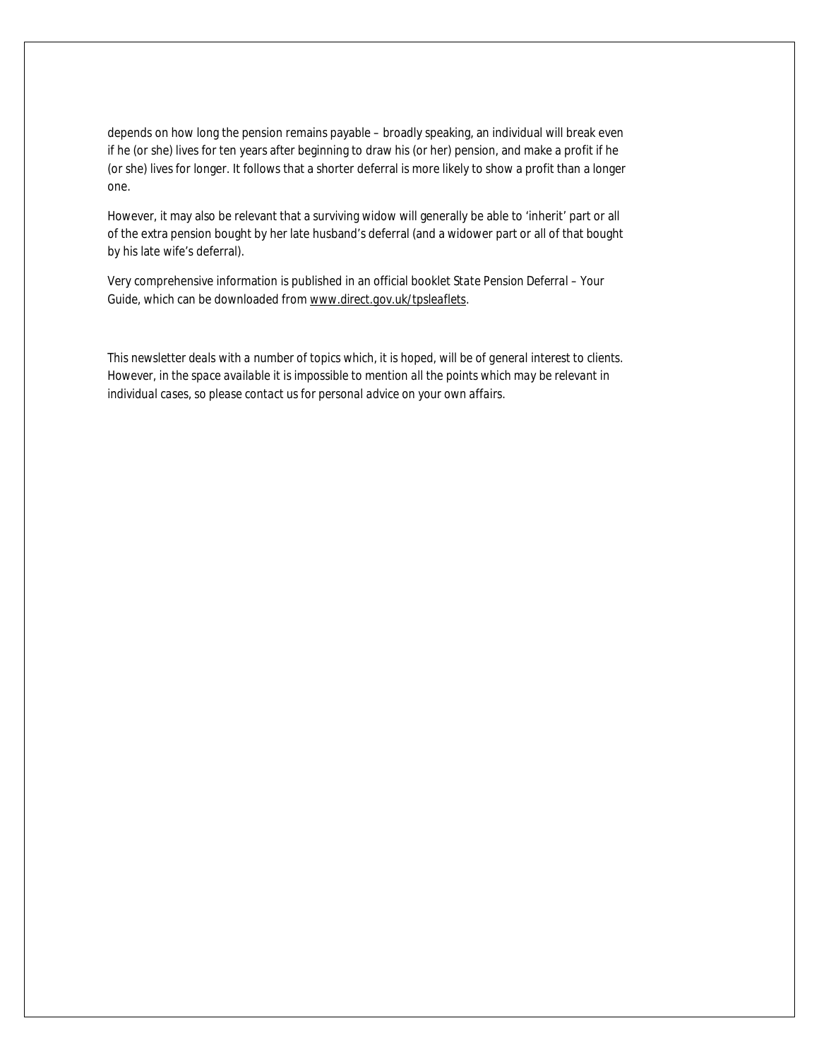depends on how long the pension remains payable – broadly speaking, an individual will break even if he (or she) lives for ten years after beginning to draw his (or her) pension, and make a profit if he (or she) lives for longer. It follows that a shorter deferral is more likely to show a profit than a longer one.

However, it may also be relevant that a surviving widow will generally be able to 'inherit' part or all of the extra pension bought by her late husband's deferral (and a widower part or all of that bought by his late wife's deferral).

Very comprehensive information is published in an official booklet *State Pension Deferral – Your Guide*, which can be downloaded from www.direct.gov.uk/tpsleaflets.

*This newsletter deals with a number of topics which, it is hoped, will be of general interest to clients. However, in the space available it is impossible to mention all the points which may be relevant in individual cases, so please contact us for personal advice on your own affairs.*